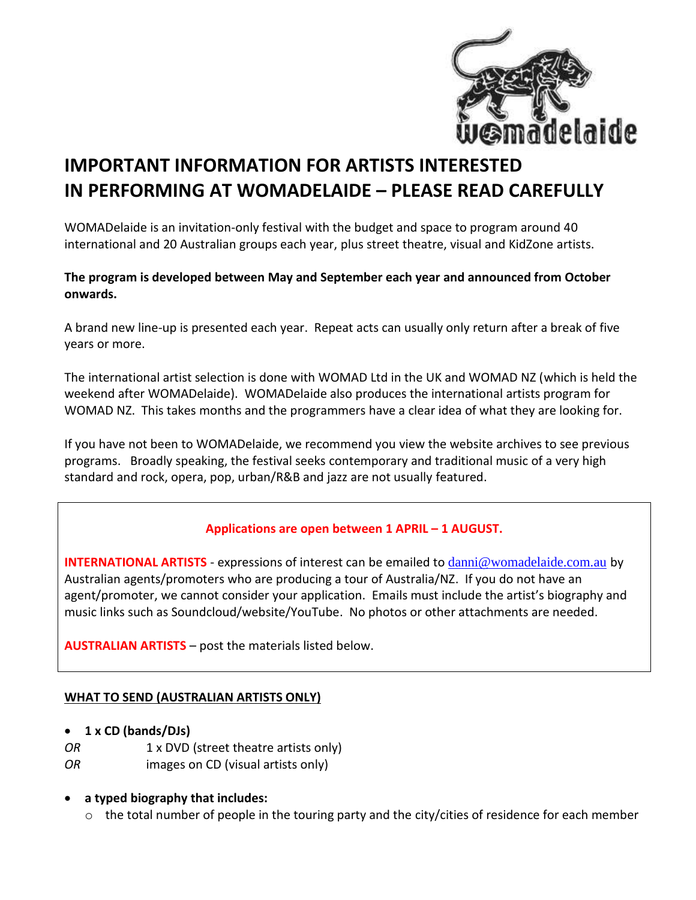# IMPORTANT INFORMATION FOR ARTISTS INTERESTED IN PERFORMING AT WOMADELAIDE – PLEASE READ CAREFULLY

WOMADelaide is an invitation-only festival with the budget and space to program around 40 international and 20 Australian groups each year, plus street theatre, visual and KidZone artists.

**The program is developed between May and September each year and announced from October onwards.**

A brand new line-up is presented each year. Repeat acts can usually only return after a break of five years or more.

The international artist selection is done with WOMAD Ltd in the UK and WOMAD NZ (which is held the weekend after WOMADelaide). WOMADelaide also produces the international artists program for WOMAD NZ. This takes months and the programmers have a clear idea of what they are looking for.

If you have not been to WOMADelaide, we recommend you view the website archives to see previous programs. Broadly speaking, the festival seeks contemporary and traditional music of a very high standard and rock, opera, pop, urban/R&B and jazz are not usually featured.

**Applications are open between 1 APRIL – 1 AUGUST.**

**INTERNATIONAL ARTISTS** - expressions of interest can be emailed to danni@womadelaide.com.au by Australian agents/promoters who are producing a tour of Australia/NZ. If you do not have an agent/promoter, we cannot consider your application. Emails must include the artist's biography and music links such as Soundcloud/website/YouTube. No photos or other attachments are needed.

**AUSTRALIAN ARTISTS** – post the materials listed below.

## WHAT TO SEND (AUSTRALIAN ARTISTS ONLY)

- **1 x CD (bands/DJs)**

  *OR* 1 x DVD (street theatre artists only)

  *OR* images on CD (visual artists only)

- **a typed biography that includes:**
  - the total number of people in the touring party and the city/cities of residence for each member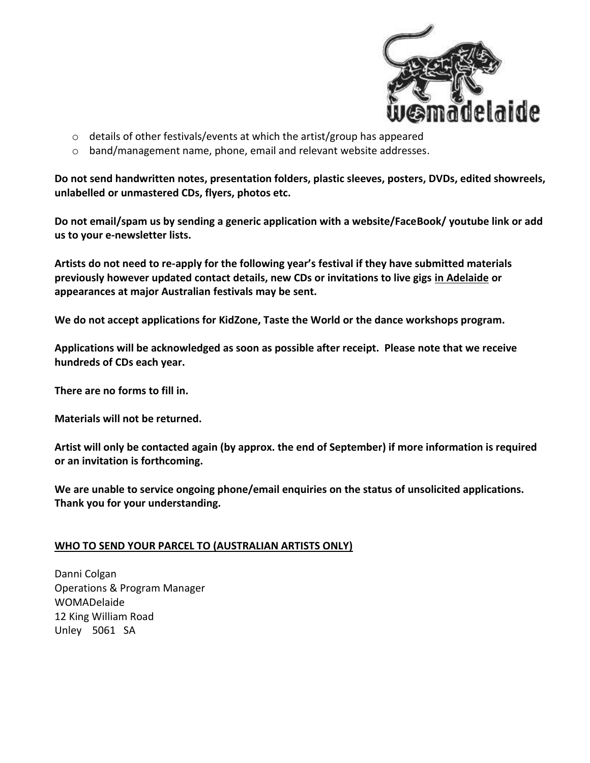- details of other festivals/events at which the artist/group has appeared
- band/management name, phone, email and relevant website addresses.

**Do not send handwritten notes, presentation folders, plastic sleeves, posters, DVDs, edited showreels, unlabelled or unmastered CDs, flyers, photos etc.**

**Do not email/spam us by sending a generic application with a website/FaceBook/ youtube link or add us to your e-newsletter lists.**

**Artists do not need to re-apply for the following year's festival if they have submitted materials previously however updated contact details, new CDs or invitations to live gigs <u>in Adelaide</u> or appearances at major Australian festivals may be sent.**

**We do not accept applications for KidZone, Taste the World or the dance workshops program.**

**Applications will be acknowledged as soon as possible after receipt. Please note that we receive hundreds of CDs each year.**

**There are no forms to fill in.**

**Materials will not be returned.**

**Artist will only be contacted again (by approx. the end of September) if more information is required or an invitation is forthcoming.**

**We are unable to service ongoing phone/email enquiries on the status of unsolicited applications. Thank you for your understanding.**

**<u>WHO TO SEND YOUR PARCEL TO (AUSTRALIAN ARTISTS ONLY)</u>**

Danni Colgan
Operations & Program Manager
WOMADelaide
12 King William Road
Unley 5061 SA